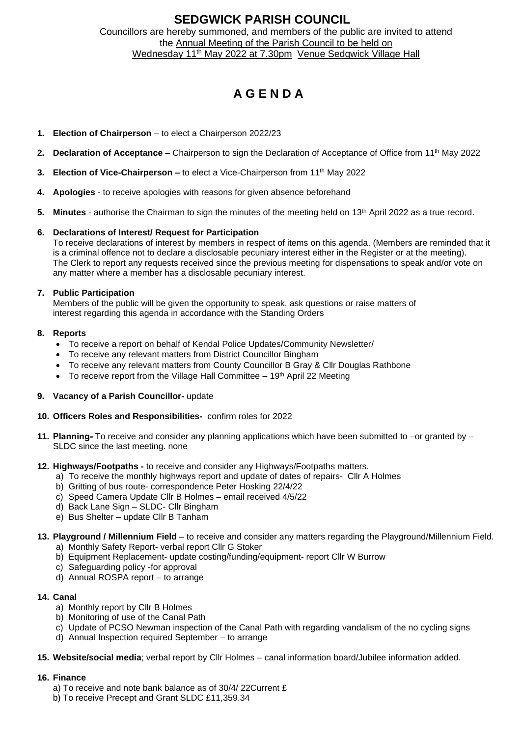# SEDGWICK PARISH COUNCIL

Councillors are hereby summoned, and members of the public are invited to attend the Annual Meeting of the Parish Council to be held on Wednesday 11th May 2022 at 7.30pm Venue Sedgwick Village Hall

## A G E N D A

1. **Election of Chairperson** – to elect a Chairperson 2022/23
2. **Declaration of Acceptance** – Chairperson to sign the Declaration of Acceptance of Office from 11th May 2022
3. **Election of Vice-Chairperson –** to elect a Vice-Chairperson from 11th May 2022
4. **Apologies** - to receive apologies with reasons for given absence beforehand
5. **Minutes** - authorise the Chairman to sign the minutes of the meeting held on 13th April 2022 as a true record.
6. **Declarations of Interest/ Request for Participation**
   To receive declarations of interest by members in respect of items on this agenda. (Members are reminded that it is a criminal offence not to declare a disclosable pecuniary interest either in the Register or at the meeting). The Clerk to report any requests received since the previous meeting for dispensations to speak and/or vote on any matter where a member has a disclosable pecuniary interest.
7. **Public Participation**
   Members of the public will be given the opportunity to speak, ask questions or raise matters of interest regarding this agenda in accordance with the Standing Orders
8. **Reports**
   - To receive a report on behalf of Kendal Police Updates/Community Newsletter/
   - To receive any relevant matters from District Councillor Bingham
   - To receive any relevant matters from County Councillor B Gray & Cllr Douglas Rathbone
   - To receive report from the Village Hall Committee – 19th April 22 Meeting
9. **Vacancy of a Parish Councillor-** update
10. **Officers Roles and Responsibilities-** confirm roles for 2022
11. **Planning-** To receive and consider any planning applications which have been submitted to –or granted by – SLDC since the last meeting. none
12. **Highways/Footpaths -** to receive and consider any Highways/Footpaths matters.
    a) To receive the monthly highways report and update of dates of repairs- Cllr A Holmes
    b) Gritting of bus route- correspondence Peter Hosking 22/4/22
    c) Speed Camera Update Cllr B Holmes – email received 4/5/22
    d) Back Lane Sign – SLDC- Cllr Bingham
    e) Bus Shelter – update Cllr B Tanham
13. **Playground / Millennium Field** – to receive and consider any matters regarding the Playground/Millennium Field.
    a) Monthly Safety Report- verbal report Cllr G Stoker
    b) Equipment Replacement- update costing/funding/equipment- report Cllr W Burrow
    c) Safeguarding policy -for approval
    d) Annual ROSPA report – to arrange
14. **Canal**
    a) Monthly report by Cllr B Holmes
    b) Monitoring of use of the Canal Path
    c) Update of PCSO Newman inspection of the Canal Path with regarding vandalism of the no cycling signs
    d) Annual Inspection required September – to arrange
15. **Website/social media**; verbal report by Cllr Holmes – canal information board/Jubilee information added.
16. **Finance**
    a) To receive and note bank balance as of 30/4/ 22Current £
    b) To receive Precept and Grant SLDC £11,359.34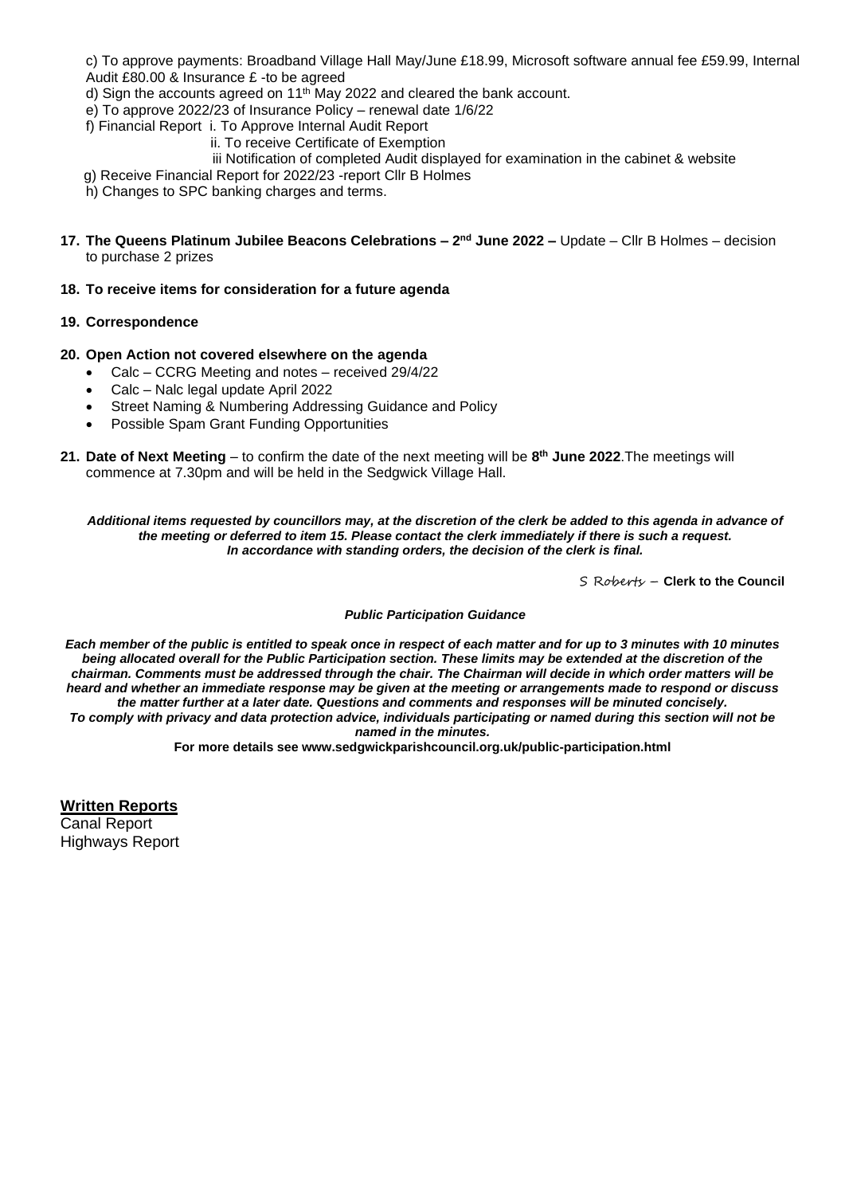c) To approve payments: Broadband Village Hall May/June £18.99, Microsoft software annual fee £59.99, Internal Audit £80.00 & Insurance £ -to be agreed

d) Sign the accounts agreed on 11th May 2022 and cleared the bank account.

e) To approve 2022/23 of Insurance Policy – renewal date 1/6/22

f) Financial Report i. To Approve Internal Audit Report

ii. To receive Certificate of Exemption

iii Notification of completed Audit displayed for examination in the cabinet & website

g) Receive Financial Report for 2022/23 -report Cllr B Holmes

h) Changes to SPC banking charges and terms.

**17. The Queens Platinum Jubilee Beacons Celebrations – 2nd June 2022 –** Update – Cllr B Holmes – decision to purchase 2 prizes

**18. To receive items for consideration for a future agenda**

**19. Correspondence**

**20. Open Action not covered elsewhere on the agenda**

- Calc – CCRG Meeting and notes – received 29/4/22
- Calc – Nalc legal update April 2022
- Street Naming & Numbering Addressing Guidance and Policy
- Possible Spam Grant Funding Opportunities

**21. Date of Next Meeting** – to confirm the date of the next meeting will be **8th June 2022**.The meetings will commence at 7.30pm and will be held in the Sedgwick Village Hall.

***Additional items requested by councillors may, at the discretion of the clerk be added to this agenda in advance of the meeting or deferred to item 15. Please contact the clerk immediately if there is such a request. In accordance with standing orders, the decision of the clerk is final.***

S Roberts – **Clerk to the Council**

***Public Participation Guidance***

***Each member of the public is entitled to speak once in respect of each matter and for up to 3 minutes with 10 minutes being allocated overall for the Public Participation section. These limits may be extended at the discretion of the chairman. Comments must be addressed through the chair. The Chairman will decide in which order matters will be heard and whether an immediate response may be given at the meeting or arrangements made to respond or discuss the matter further at a later date. Questions and comments and responses will be minuted concisely.***
***To comply with privacy and data protection advice, individuals participating or named during this section will not be named in the minutes.***

**For more details see www.sedgwickparishcouncil.org.uk/public-participation.html**

## Written Reports

Canal Report
Highways Report